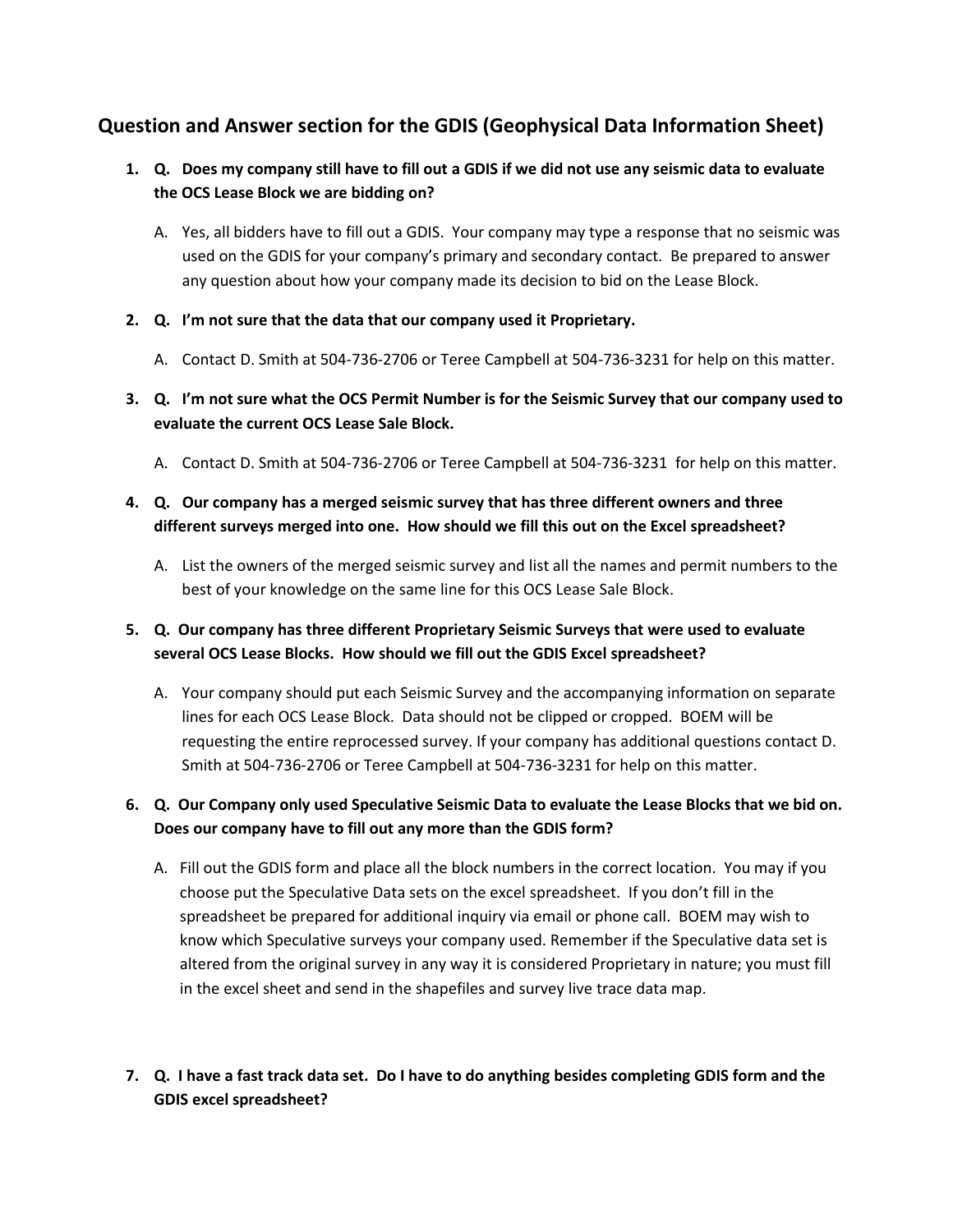## Question and Answer section for the GDIS (Geophysical Data Information Sheet)

1. **Q. Does my company still have to fill out a GDIS if we did not use any seismic data to evaluate the OCS Lease Block we are bidding on?**

   A. Yes, all bidders have to fill out a GDIS. Your company may type a response that no seismic was used on the GDIS for your company's primary and secondary contact. Be prepared to answer any question about how your company made its decision to bid on the Lease Block.

2. **Q. I'm not sure that the data that our company used it Proprietary.**

   A. Contact D. Smith at 504-736-2706 or Teree Campbell at 504-736-3231 for help on this matter.

3. **Q. I'm not sure what the OCS Permit Number is for the Seismic Survey that our company used to evaluate the current OCS Lease Sale Block.**

   A. Contact D. Smith at 504-736-2706 or Teree Campbell at 504-736-3231 for help on this matter.

4. **Q. Our company has a merged seismic survey that has three different owners and three different surveys merged into one. How should we fill this out on the Excel spreadsheet?**

   A. List the owners of the merged seismic survey and list all the names and permit numbers to the best of your knowledge on the same line for this OCS Lease Sale Block.

5. **Q. Our company has three different Proprietary Seismic Surveys that were used to evaluate several OCS Lease Blocks. How should we fill out the GDIS Excel spreadsheet?**

   A. Your company should put each Seismic Survey and the accompanying information on separate lines for each OCS Lease Block. Data should not be clipped or cropped. BOEM will be requesting the entire reprocessed survey. If your company has additional questions contact D. Smith at 504-736-2706 or Teree Campbell at 504-736-3231 for help on this matter.

6. **Q. Our Company only used Speculative Seismic Data to evaluate the Lease Blocks that we bid on. Does our company have to fill out any more than the GDIS form?**

   A. Fill out the GDIS form and place all the block numbers in the correct location. You may if you choose put the Speculative Data sets on the excel spreadsheet. If you don't fill in the spreadsheet be prepared for additional inquiry via email or phone call. BOEM may wish to know which Speculative surveys your company used. Remember if the Speculative data set is altered from the original survey in any way it is considered Proprietary in nature; you must fill in the excel sheet and send in the shapefiles and survey live trace data map.

7. **Q. I have a fast track data set. Do I have to do anything besides completing GDIS form and the GDIS excel spreadsheet?**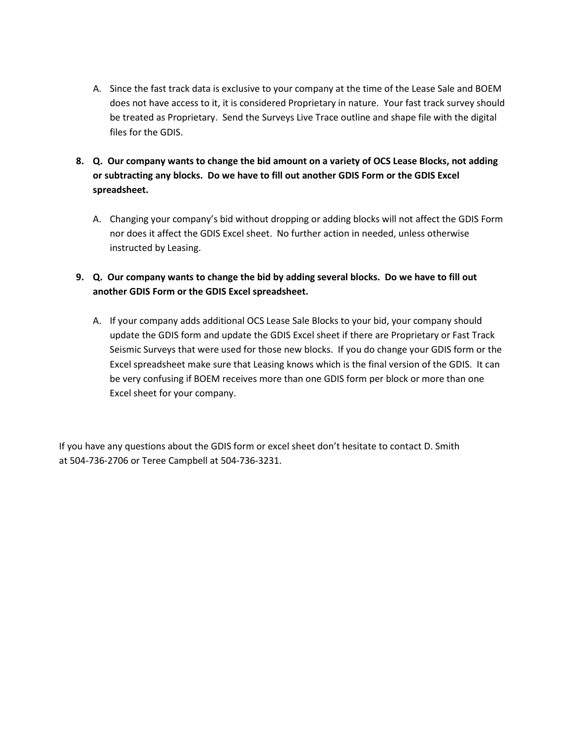A. Since the fast track data is exclusive to your company at the time of the Lease Sale and BOEM does not have access to it, it is considered Proprietary in nature. Your fast track survey should be treated as Proprietary. Send the Surveys Live Trace outline and shape file with the digital files for the GDIS.

**8. Q. Our company wants to change the bid amount on a variety of OCS Lease Blocks, not adding or subtracting any blocks. Do we have to fill out another GDIS Form or the GDIS Excel spreadsheet.**

A. Changing your company's bid without dropping or adding blocks will not affect the GDIS Form nor does it affect the GDIS Excel sheet. No further action in needed, unless otherwise instructed by Leasing.

**9. Q. Our company wants to change the bid by adding several blocks. Do we have to fill out another GDIS Form or the GDIS Excel spreadsheet.**

A. If your company adds additional OCS Lease Sale Blocks to your bid, your company should update the GDIS form and update the GDIS Excel sheet if there are Proprietary or Fast Track Seismic Surveys that were used for those new blocks. If you do change your GDIS form or the Excel spreadsheet make sure that Leasing knows which is the final version of the GDIS. It can be very confusing if BOEM receives more than one GDIS form per block or more than one Excel sheet for your company.

If you have any questions about the GDIS form or excel sheet don't hesitate to contact D. Smith at 504-736-2706 or Teree Campbell at 504-736-3231.